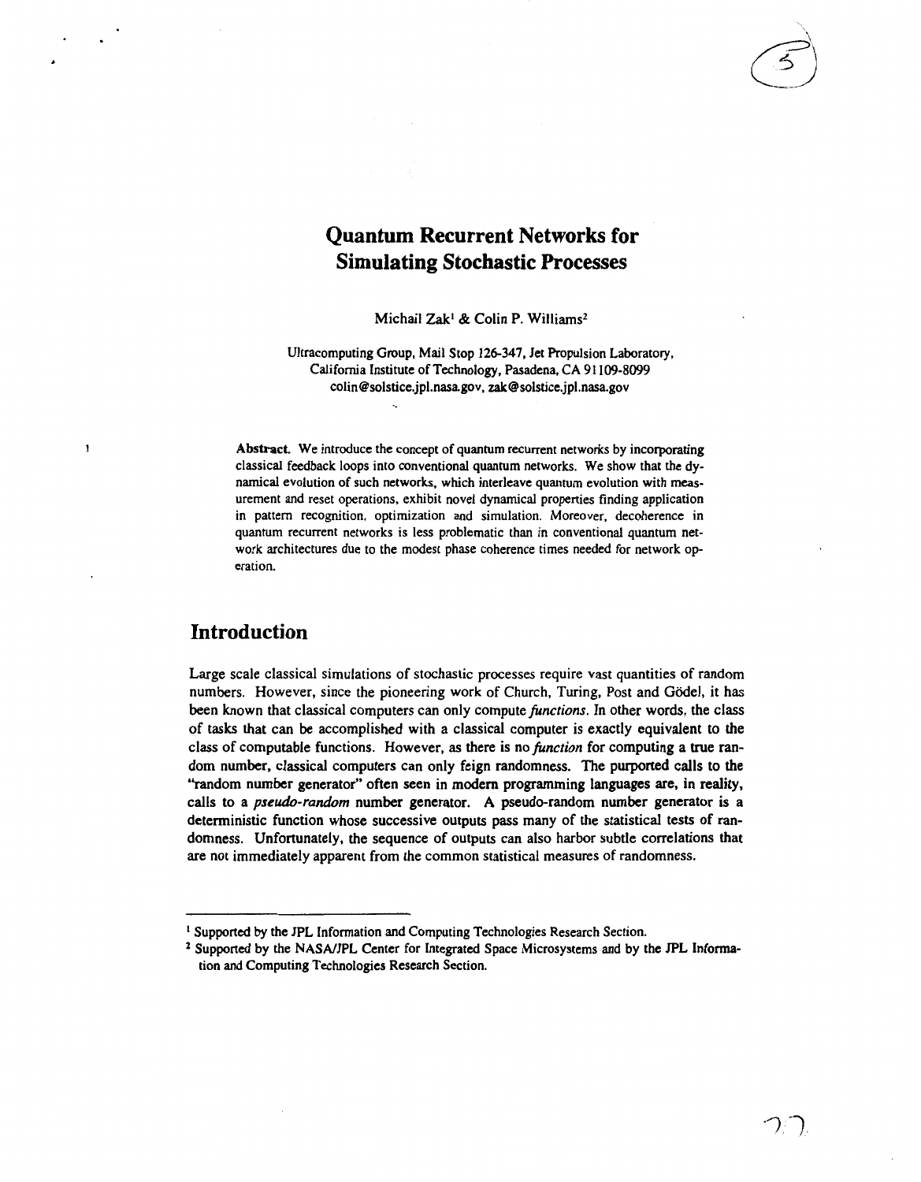# Quantum Recurrent Networks for Simulating Stochastic Processes

Michail Zak[1] & Colin P. Williams[2]

Ultracomputing Group, Mail Stop 126-347, Jet Propulsion Laboratory,
California Institute of Technology, Pasadena, CA 91109-8099
colin@solstice.jpl.nasa.gov, zak@solstice.jpl.nasa.gov

**Abstract.** We introduce the concept of quantum recurrent networks by incorporating classical feedback loops into conventional quantum networks. We show that the dynamical evolution of such networks, which interleave quantum evolution with measurement and reset operations, exhibit novel dynamical properties finding application in pattern recognition, optimization and simulation. Moreover, decoherence in quantum recurrent networks is less problematic than in conventional quantum network architectures due to the modest phase coherence times needed for network operation.

## Introduction

Large scale classical simulations of stochastic processes require vast quantities of random numbers. However, since the pioneering work of Church, Turing, Post and Gödel, it has been known that classical computers can only compute *functions*. In other words, the class of tasks that can be accomplished with a classical computer is exactly equivalent to the class of computable functions. However, as there is no *function* for computing a true random number, classical computers can only feign randomness. The purported calls to the "random number generator" often seen in modern programming languages are, in reality, calls to a *pseudo-random* number generator. A pseudo-random number generator is a deterministic function whose successive outputs pass many of the statistical tests of randomness. Unfortunately, the sequence of outputs can also harbor subtle correlations that are not immediately apparent from the common statistical measures of randomness.

---

[1] Supported by the JPL Information and Computing Technologies Research Section.

[2] Supported by the NASA/JPL Center for Integrated Space Microsystems and by the JPL Information and Computing Technologies Research Section.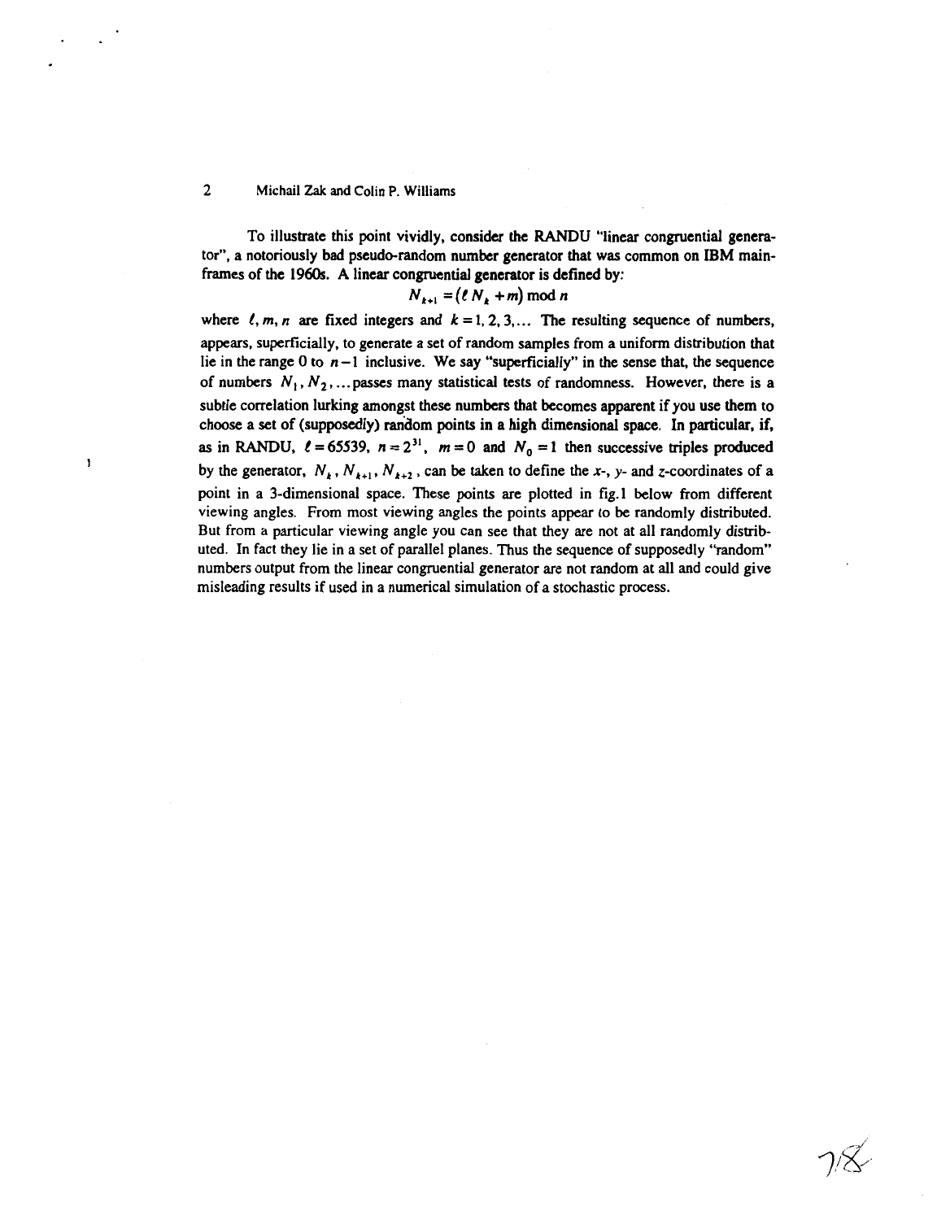To illustrate this point vividly, consider the RANDU "linear congruential generator", a notoriously bad pseudo-random number generator that was common on IBM mainframes of the 1960s. A linear congruential generator is defined by:

$$N_{k+1} = (\ell N_k + m) \bmod n$$

where $\ell, m, n$ are fixed integers and $k = 1, 2, 3, \ldots$ The resulting sequence of numbers, appears, superficially, to generate a set of random samples from a uniform distribution that lie in the range 0 to $n-1$ inclusive. We say "superficially" in the sense that, the sequence of numbers $N_1, N_2, \ldots$ passes many statistical tests of randomness. However, there is a subtle correlation lurking amongst these numbers that becomes apparent if you use them to choose a set of (supposedly) random points in a high dimensional space. In particular, if, as in RANDU, $\ell = 65539$, $n = 2^{31}$, $m = 0$ and $N_0 = 1$ then successive triples produced by the generator, $N_k, N_{k+1}, N_{k+2}$, can be taken to define the $x$-, $y$- and $z$-coordinates of a point in a 3-dimensional space. These points are plotted in fig.1 below from different viewing angles. From most viewing angles the points appear to be randomly distributed. But from a particular viewing angle you can see that they are not at all randomly distributed. In fact they lie in a set of parallel planes. Thus the sequence of supposedly "random" numbers output from the linear congruential generator are not random at all and could give misleading results if used in a numerical simulation of a stochastic process.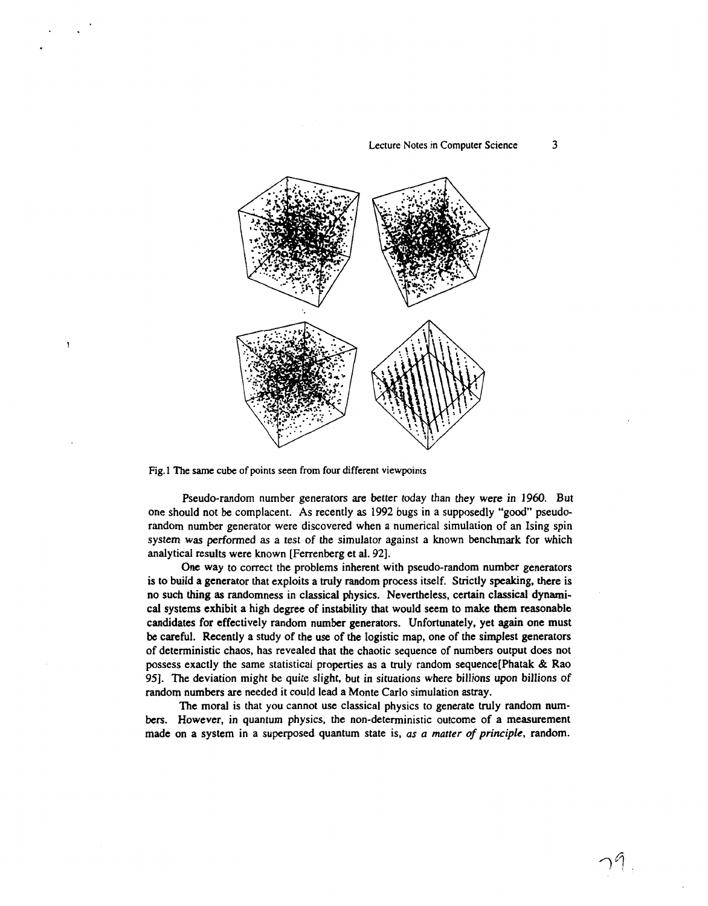Fig. 1 The same cube of points seen from four different viewpoints

Pseudo-random number generators are better today than they were in 1960. But one should not be complacent. As recently as 1992 bugs in a supposedly "good" pseudo-random number generator were discovered when a numerical simulation of an Ising spin system was performed as a test of the simulator against a known benchmark for which analytical results were known [Ferrenberg et al. 92].

One way to correct the problems inherent with pseudo-random number generators is to build a generator that exploits a truly random process itself. Strictly speaking, there is no such thing as randomness in classical physics. Nevertheless, certain classical dynamical systems exhibit a high degree of instability that would seem to make them reasonable candidates for effectively random number generators. Unfortunately, yet again one must be careful. Recently a study of the use of the logistic map, one of the simplest generators of deterministic chaos, has revealed that the chaotic sequence of numbers output does not possess exactly the same statistical properties as a truly random sequence[Phatak & Rao 95]. The deviation might be quite slight, but in situations where billions upon billions of random numbers are needed it could lead a Monte Carlo simulation astray.

The moral is that you cannot use classical physics to generate truly random numbers. However, in quantum physics, the non-deterministic outcome of a measurement made on a system in a superposed quantum state is, *as a matter of principle*, random.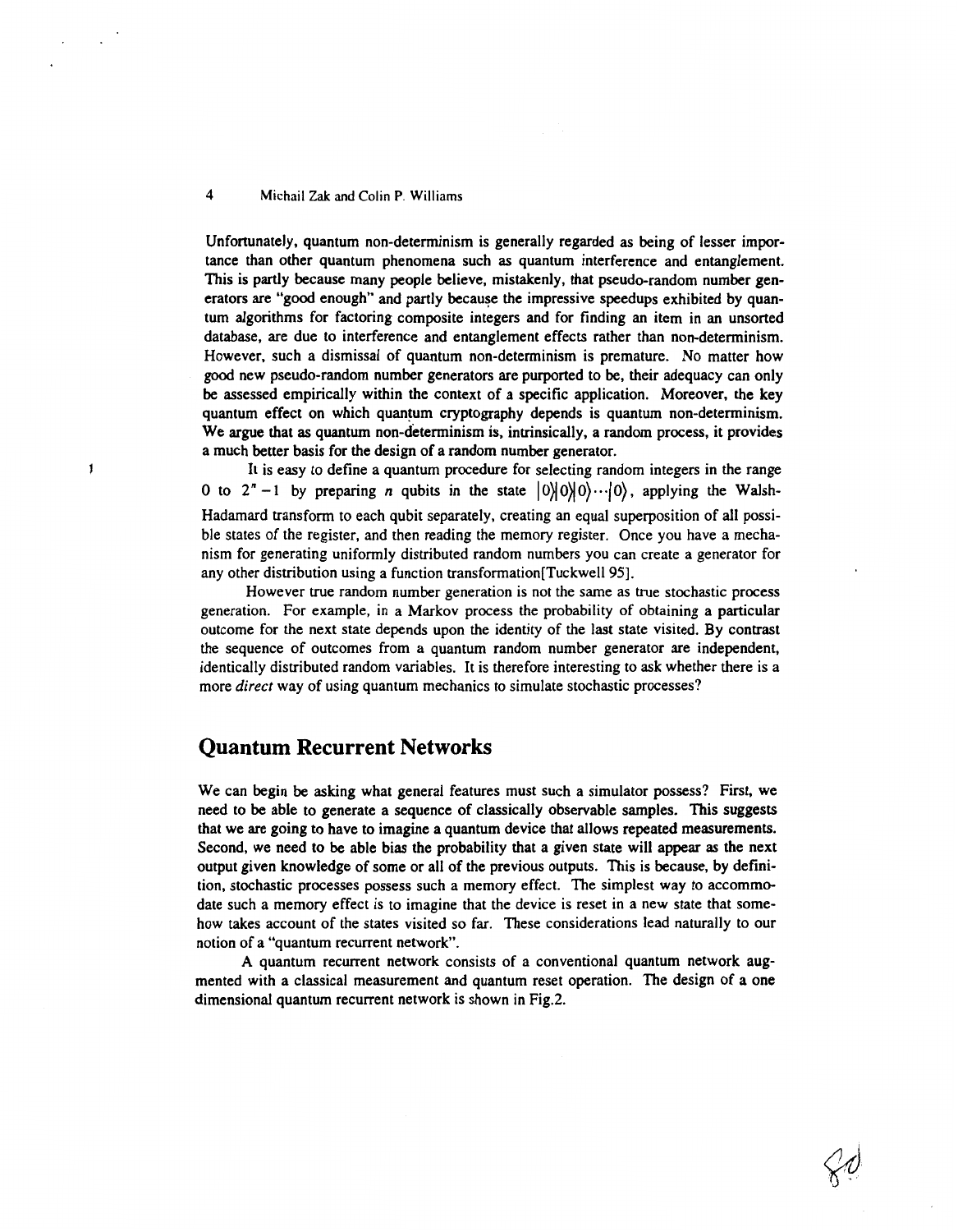Unfortunately, quantum non-determinism is generally regarded as being of lesser importance than other quantum phenomena such as quantum interference and entanglement. This is partly because many people believe, mistakenly, that pseudo-random number generators are "good enough" and partly because the impressive speedups exhibited by quantum algorithms for factoring composite integers and for finding an item in an unsorted database, are due to interference and entanglement effects rather than non-determinism. However, such a dismissal of quantum non-determinism is premature. No matter how good new pseudo-random number generators are purported to be, their adequacy can only be assessed empirically within the context of a specific application. Moreover, the key quantum effect on which quantum cryptography depends is quantum non-determinism. We argue that as quantum non-determinism is, intrinsically, a random process, it provides a much better basis for the design of a random number generator.

It is easy to define a quantum procedure for selecting random integers in the range 0 to $2^n - 1$ by preparing $n$ qubits in the state $|0\rangle|0\rangle|0\rangle \cdots |0\rangle$, applying the Walsh-Hadamard transform to each qubit separately, creating an equal superposition of all possible states of the register, and then reading the memory register. Once you have a mechanism for generating uniformly distributed random numbers you can create a generator for any other distribution using a function transformation[Tuckwell 95].

However true random number generation is not the same as true stochastic process generation. For example, in a Markov process the probability of obtaining a particular outcome for the next state depends upon the identity of the last state visited. By contrast the sequence of outcomes from a quantum random number generator are independent, identically distributed random variables. It is therefore interesting to ask whether there is a more *direct* way of using quantum mechanics to simulate stochastic processes?

## Quantum Recurrent Networks

We can begin be asking what general features must such a simulator possess? First, we need to be able to generate a sequence of classically observable samples. This suggests that we are going to have to imagine a quantum device that allows repeated measurements. Second, we need to be able bias the probability that a given state will appear as the next output given knowledge of some or all of the previous outputs. This is because, by definition, stochastic processes possess such a memory effect. The simplest way to accommodate such a memory effect is to imagine that the device is reset in a new state that somehow takes account of the states visited so far. These considerations lead naturally to our notion of a "quantum recurrent network".

A quantum recurrent network consists of a conventional quantum network augmented with a classical measurement and quantum reset operation. The design of a one dimensional quantum recurrent network is shown in Fig.2.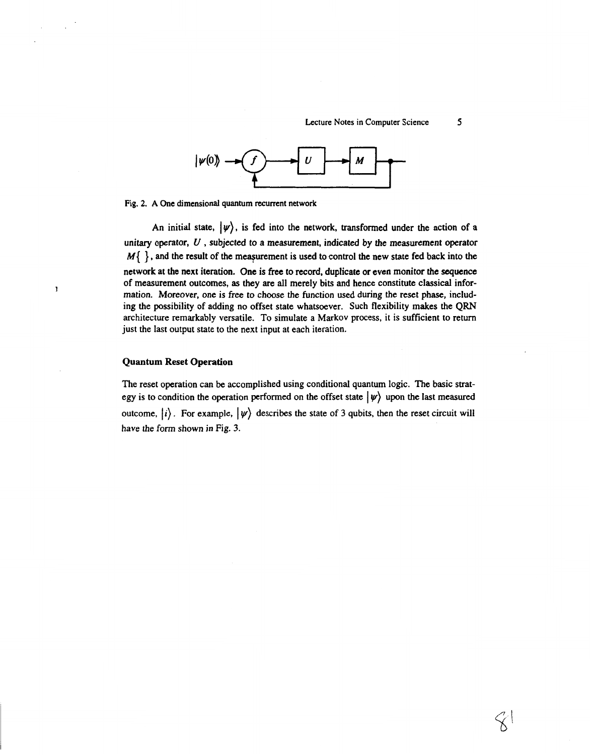Fig. 2. A One dimensional quantum recurrent network

An initial state, $|\psi\rangle$, is fed into the network, transformed under the action of a unitary operator, $U$, subjected to a measurement, indicated by the measurement operator $M\{\ \}$, and the result of the measurement is used to control the new state fed back into the network at the next iteration. One is free to record, duplicate or even monitor the sequence of measurement outcomes, as they are all merely bits and hence constitute classical information. Moreover, one is free to choose the function used during the reset phase, including the possibility of adding no offset state whatsoever. Such flexibility makes the QRN architecture remarkably versatile. To simulate a Markov process, it is sufficient to return just the last output state to the next input at each iteration.

### Quantum Reset Operation

The reset operation can be accomplished using conditional quantum logic. The basic strategy is to condition the operation performed on the offset state $|\psi\rangle$ upon the last measured outcome, $|i\rangle$. For example, $|\psi\rangle$ describes the state of 3 qubits, then the reset circuit will have the form shown in Fig. 3.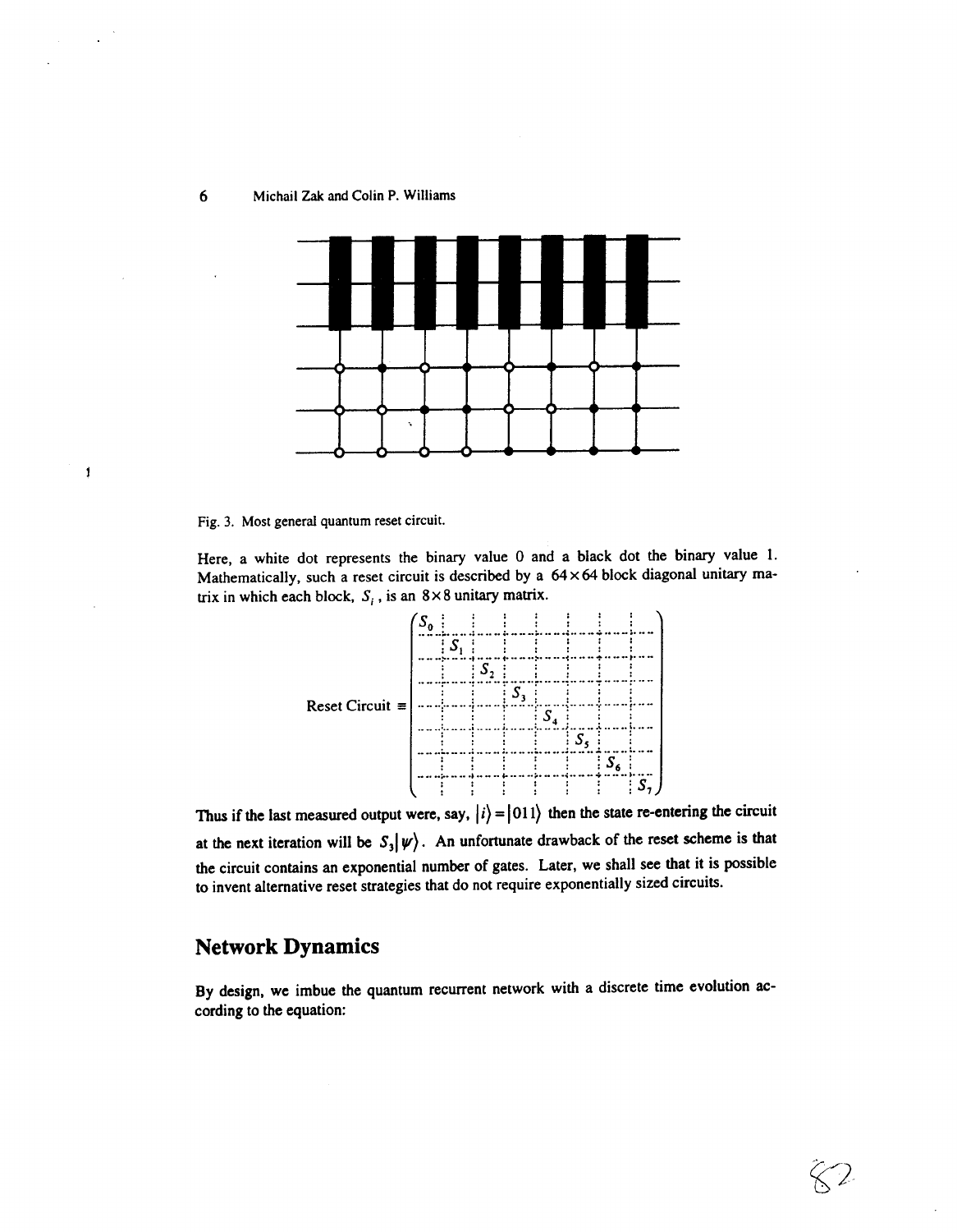Fig. 3. Most general quantum reset circuit.

Here, a white dot represents the binary value 0 and a black dot the binary value 1. Mathematically, such a reset circuit is described by a $64 \times 64$ block diagonal unitary matrix in which each block, $S_i$, is an $8 \times 8$ unitary matrix.

$$
\text{Reset Circuit} \equiv \begin{pmatrix}
S_0 & & & & & & & \\
& S_1 & & & & & & \\
& & S_2 & & & & & \\
& & & S_3 & & & & \\
& & & & S_4 & & & \\
& & & & & S_5 & & \\
& & & & & & S_6 & \\
& & & & & & & S_7
\end{pmatrix}
$$

Thus if the last measured output were, say, $|i\rangle = |011\rangle$ then the state re-entering the circuit at the next iteration will be $S_3|\psi\rangle$. An unfortunate drawback of the reset scheme is that the circuit contains an exponential number of gates. Later, we shall see that it is possible to invent alternative reset strategies that do not require exponentially sized circuits.

## Network Dynamics

By design, we imbue the quantum recurrent network with a discrete time evolution according to the equation: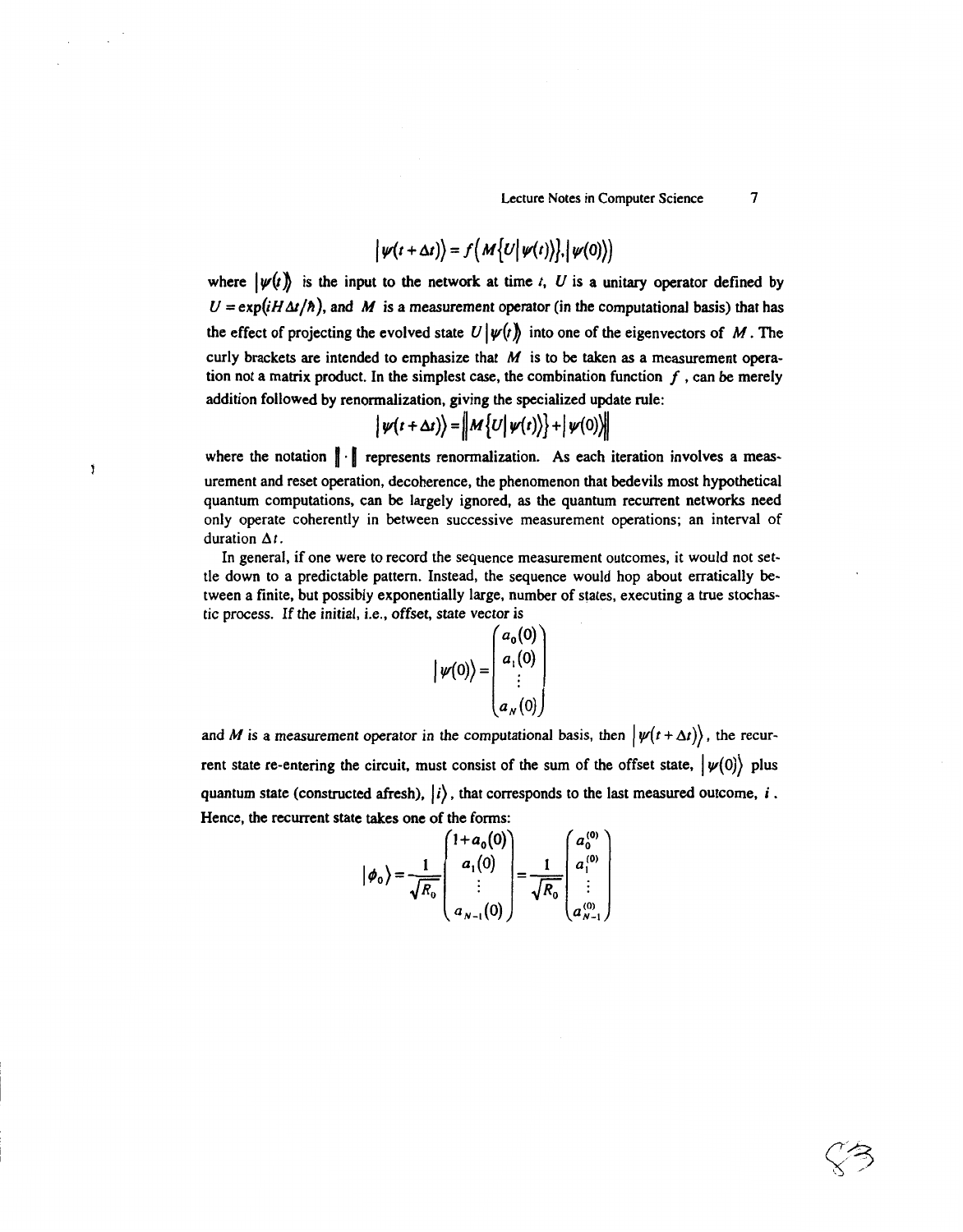$$|\psi(t+\Delta t)\rangle = f\left(M\{U|\psi(t)\rangle\}, |\psi(0)\rangle\right)$$

where $|\psi(t)\rangle$ is the input to the network at time $t$, $U$ is a unitary operator defined by $U = \exp(iH\Delta t/\hbar)$, and $M$ is a measurement operator (in the computational basis) that has the effect of projecting the evolved state $U|\psi(t)\rangle$ into one of the eigenvectors of $M$. The curly brackets are intended to emphasize that $M$ is to be taken as a measurement operation not a matrix product. In the simplest case, the combination function $f$, can be merely addition followed by renormalization, giving the specialized update rule:

$$|\psi(t+\Delta t)\rangle = \left\| M\{U|\psi(t)\rangle\} + |\psi(0)\rangle \right\|$$

where the notation $\|\cdot\|$ represents renormalization. As each iteration involves a measurement and reset operation, decoherence, the phenomenon that bedevils most hypothetical quantum computations, can be largely ignored, as the quantum recurrent networks need only operate coherently in between successive measurement operations; an interval of duration $\Delta t$.

In general, if one were to record the sequence measurement outcomes, it would not settle down to a predictable pattern. Instead, the sequence would hop about erratically between a finite, but possibly exponentially large, number of states, executing a true stochastic process. If the initial, i.e., offset, state vector is

$$|\psi(0)\rangle = \begin{pmatrix} a_0(0) \\ a_1(0) \\ \vdots \\ a_N(0) \end{pmatrix}$$

and $M$ is a measurement operator in the computational basis, then $|\psi(t+\Delta t)\rangle$, the recurrent state re-entering the circuit, must consist of the sum of the offset state, $|\psi(0)\rangle$ plus quantum state (constructed afresh), $|i\rangle$, that corresponds to the last measured outcome, $i$. Hence, the recurrent state takes one of the forms:

$$|\phi_0\rangle = \frac{1}{\sqrt{R_0}} \begin{pmatrix} 1+a_0(0) \\ a_1(0) \\ \vdots \\ a_{N-1}(0) \end{pmatrix} = \frac{1}{\sqrt{R_0}} \begin{pmatrix} a_0^{(0)} \\ a_1^{(0)} \\ \vdots \\ a_{N-1}^{(0)} \end{pmatrix}$$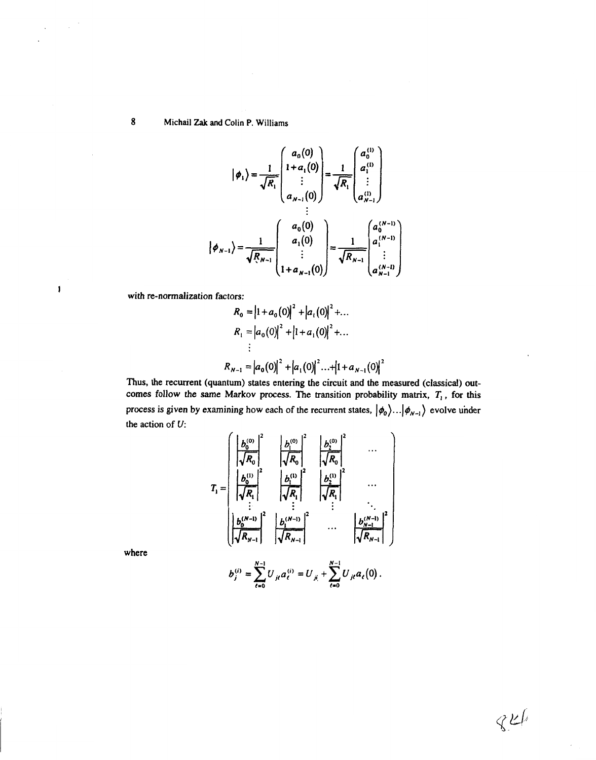$$
|\phi_1\rangle = \frac{1}{\sqrt{R_1}} \begin{pmatrix} a_0(0) \\ 1 + a_1(0) \\ \vdots \\ a_{N-1}(0) \end{pmatrix} = \frac{1}{\sqrt{R_1}} \begin{pmatrix} a_0^{(1)} \\ a_1^{(1)} \\ \vdots \\ a_{N-1}^{(1)} \end{pmatrix}
$$

$$
\vdots
$$

$$
|\phi_{N-1}\rangle = \frac{1}{\sqrt{R_{N-1}}} \begin{pmatrix} a_0(0) \\ a_1(0) \\ \vdots \\ 1 + a_{N-1}(0) \end{pmatrix} = \frac{1}{\sqrt{R_{N-1}}} \begin{pmatrix} a_0^{(N-1)} \\ a_1^{(N-1)} \\ \vdots \\ a_{N-1}^{(N-1)} \end{pmatrix}
$$

with re-normalization factors:

$$
R_0 = |1 + a_0(0)|^2 + |a_1(0)|^2 + \ldots
$$

$$
R_1 = |a_0(0)|^2 + |1 + a_1(0)|^2 + \ldots
$$

$$
\vdots
$$

$$
R_{N-1} = |a_0(0)|^2 + |a_1(0)|^2 \ldots + |1 + a_{N-1}(0)|^2
$$

Thus, the recurrent (quantum) states entering the circuit and the measured (classical) outcomes follow the same Markov process. The transition probability matrix, $T_1$, for this process is given by examining how each of the recurrent states, $|\phi_0\rangle \ldots |\phi_{N-1}\rangle$ evolve under the action of $U$:

$$
T_1 = \begin{pmatrix}
\left|\frac{b_0^{(0)}}{\sqrt{R_0}}\right|^2 & \left|\frac{b_1^{(0)}}{\sqrt{R_0}}\right|^2 & \left|\frac{b_2^{(0)}}{\sqrt{R_0}}\right|^2 & \cdots \\
\left|\frac{b_0^{(1)}}{\sqrt{R_1}}\right|^2 & \left|\frac{b_1^{(1)}}{\sqrt{R_1}}\right|^2 & \left|\frac{b_2^{(1)}}{\sqrt{R_1}}\right|^2 & \cdots \\
\vdots & \vdots & \vdots & \ddots \\
\left|\frac{b_0^{(N-1)}}{\sqrt{R_{N-1}}}\right|^2 & \left|\frac{b_1^{(N-1)}}{\sqrt{R_{N-1}}}\right|^2 & \cdots & \left|\frac{b_{N-1}^{(N-1)}}{\sqrt{R_{N-1}}}\right|^2
\end{pmatrix}
$$

where

$$
b_j^{(i)} = \sum_{\ell=0}^{N-1} U_{j\ell} a_\ell^{(i)} = U_{ji} + \sum_{\ell=0}^{N-1} U_{j\ell} a_\ell(0).
$$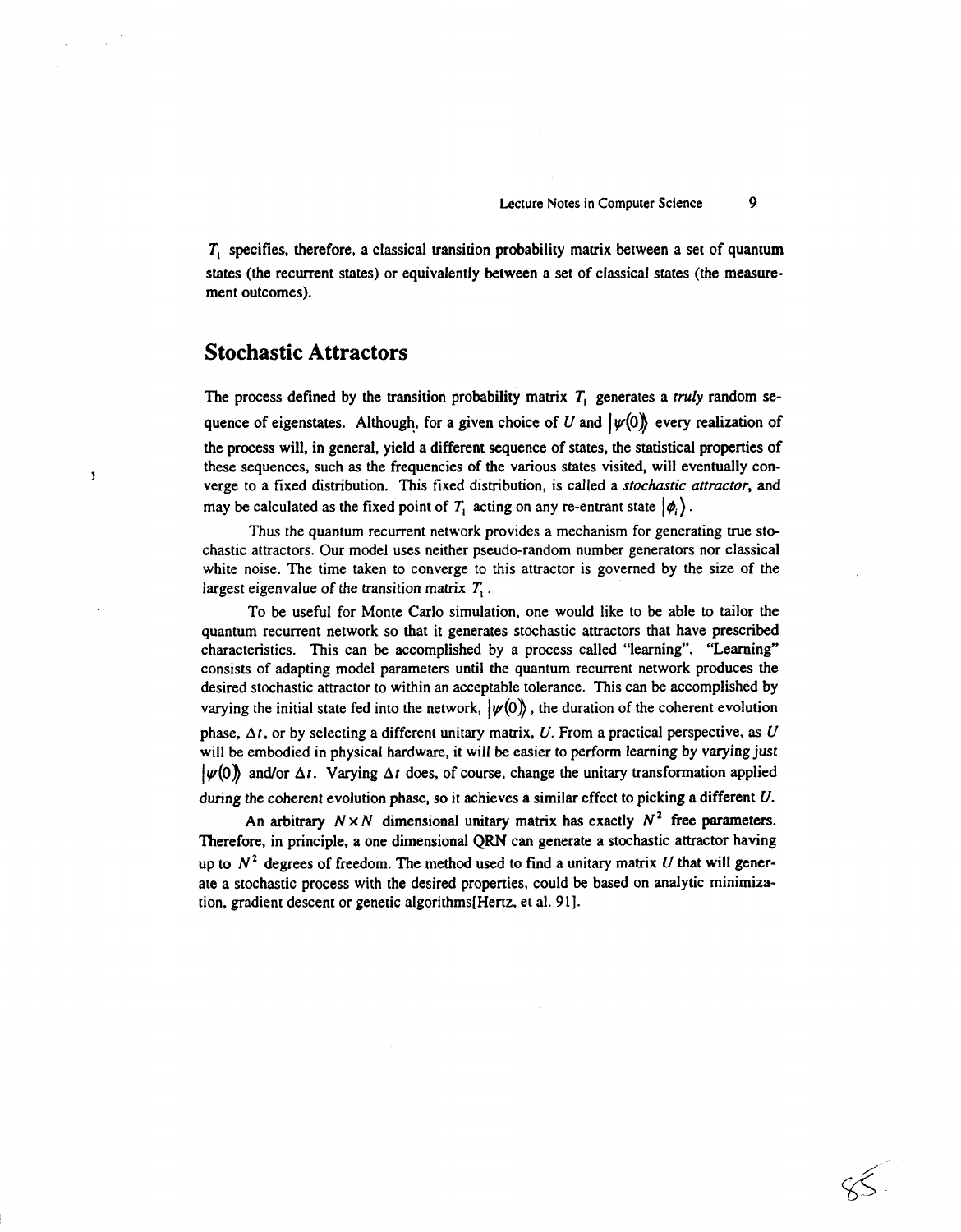$T_1$ specifies, therefore, a classical transition probability matrix between a set of quantum states (the recurrent states) or equivalently between a set of classical states (the measurement outcomes).

## Stochastic Attractors

The process defined by the transition probability matrix $T_1$ generates a *truly* random sequence of eigenstates. Although, for a given choice of $U$ and $|\psi(0)\rangle$ every realization of the process will, in general, yield a different sequence of states, the statistical properties of these sequences, such as the frequencies of the various states visited, will eventually converge to a fixed distribution. This fixed distribution, is called a *stochastic attractor*, and may be calculated as the fixed point of $T_1$ acting on any re-entrant state $|\phi_i\rangle$.

Thus the quantum recurrent network provides a mechanism for generating true stochastic attractors. Our model uses neither pseudo-random number generators nor classical white noise. The time taken to converge to this attractor is governed by the size of the largest eigenvalue of the transition matrix $T_1$.

To be useful for Monte Carlo simulation, one would like to be able to tailor the quantum recurrent network so that it generates stochastic attractors that have prescribed characteristics. This can be accomplished by a process called "learning". "Learning" consists of adapting model parameters until the quantum recurrent network produces the desired stochastic attractor to within an acceptable tolerance. This can be accomplished by varying the initial state fed into the network, $|\psi(0)\rangle$, the duration of the coherent evolution phase, $\Delta t$, or by selecting a different unitary matrix, $U$. From a practical perspective, as $U$ will be embodied in physical hardware, it will be easier to perform learning by varying just $|\psi(0)\rangle$ and/or $\Delta t$. Varying $\Delta t$ does, of course, change the unitary transformation applied during the coherent evolution phase, so it achieves a similar effect to picking a different $U$.

An arbitrary $N \times N$ dimensional unitary matrix has exactly $N^2$ free parameters. Therefore, in principle, a one dimensional QRN can generate a stochastic attractor having up to $N^2$ degrees of freedom. The method used to find a unitary matrix $U$ that will generate a stochastic process with the desired properties, could be based on analytic minimization, gradient descent or genetic algorithms[Hertz, et al. 91].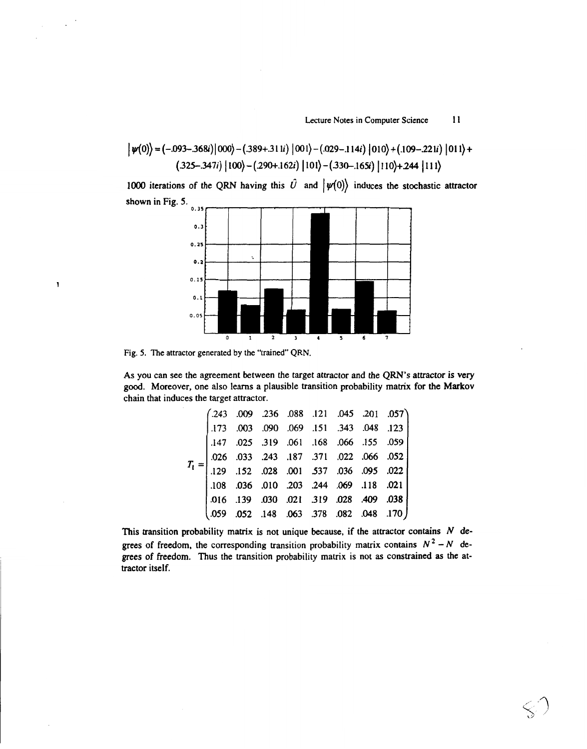$$|\psi(0)\rangle = (-.093-.368i)|000\rangle - (.389+.311i)|001\rangle - (.029-.114i)|010\rangle + (.109-.221i)|011\rangle + (.325-.347i)|100\rangle - (.290+.162i)|101\rangle - (.330-.165i)|110\rangle + .244|111\rangle$$

1000 iterations of the QRN having this $\hat{U}$ and $|\psi(0)\rangle$ induces the stochastic attractor shown in Fig. 5.

Fig. 5. The attractor generated by the "trained" QRN.

As you can see the agreement between the target attractor and the QRN's attractor is very good. Moreover, one also learns a plausible transition probability matrix for the Markov chain that induces the target attractor.

$$T_1 = \begin{pmatrix} .243 & .009 & .236 & .088 & .121 & .045 & .201 & .057 \\ .173 & .003 & .090 & .069 & .151 & .343 & .048 & .123 \\ .147 & .025 & .319 & .061 & .168 & .066 & .155 & .059 \\ .026 & .033 & .243 & .187 & .371 & .022 & .066 & .052 \\ .129 & .152 & .028 & .001 & .537 & .036 & .095 & .022 \\ .108 & .036 & .010 & .203 & .244 & .069 & .118 & .021 \\ .016 & .139 & .030 & .021 & .319 & .028 & .409 & .038 \\ .059 & .052 & .148 & .063 & .378 & .082 & .048 & .170 \end{pmatrix}$$

This transition probability matrix is not unique because, if the attractor contains $N$ degrees of freedom, the corresponding transition probability matrix contains $N^2 - N$ degrees of freedom. Thus the transition probability matrix is not as constrained as the attractor itself.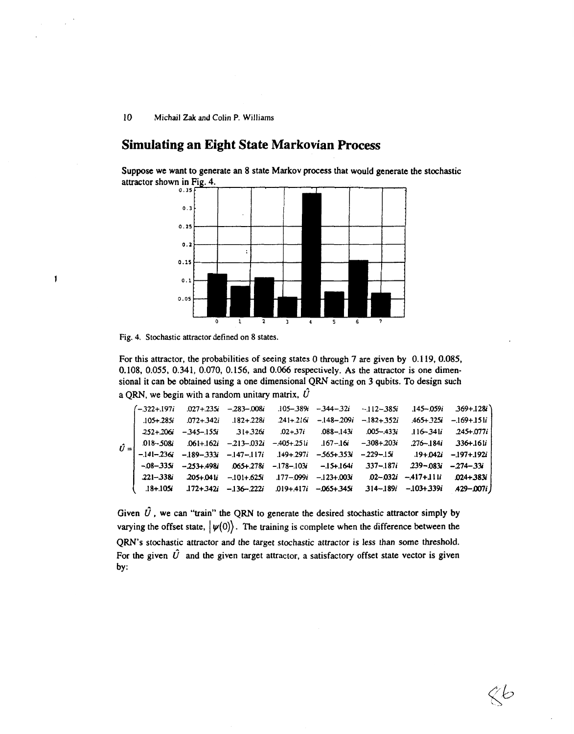## Simulating an Eight State Markovian Process

Suppose we want to generate an 8 state Markov process that would generate the stochastic attractor shown in Fig. 4.

Fig. 4. Stochastic attractor defined on 8 states.

For this attractor, the probabilities of seeing states 0 through 7 are given by 0.119, 0.085, 0.108, 0.055, 0.341, 0.070, 0.156, and 0.066 respectively. As the attractor is one dimensional it can be obtained using a one dimensional QRN acting on 3 qubits. To design such a QRN, we begin with a random unitary matrix, $\hat{U}$

$$\hat{U} = \begin{pmatrix} -.322+.197i & .027+.235i & -.283-.008i & .105-.389i & -.344-.32i & -.112-.385i & .145-.059i & .369+.128i \\ .105+.285i & .072+.342i & .182+.228i & .241+.216i & -.148-.209i & -.182+.352i & .465+.325i & -.169+.151i \\ .252+.206i & -.345-.155i & .31+.326i & .02+.37i & .088-.143i & .005-.433i & .116-.341i & .245+.077i \\ .018-.508i & .061+.162i & -.213-.032i & -.405+.251i & .167-.16i & -.308+.203i & .276-.184i & .336+.161i \\ -.141-.236i & -.189-.333i & -.147-.117i & .149+.297i & -.565+.353i & -.229-.15i & .19+.042i & -.197+.192i \\ -.08-.335i & -.253+.498i & .065+.278i & -.178-.103i & -.15+.164i & .337-.187i & .239-.083i & -.274-.33i \\ .221-.338i & .205+.041i & -.101+.625i & .177-.099i & -.123+.003i & .02-.032i & -.417+.111i & .024+.383i \\ .18+.105i & .172+.342i & -.136-.222i & .019+.417i & -.065+.345i & .314-.189i & -.103+.339i & .429-.007i \end{pmatrix}$$

Given $\hat{U}$, we can "train" the QRN to generate the desired stochastic attractor simply by varying the offset state, $|\psi(0)\rangle$. The training is complete when the difference between the QRN's stochastic attractor and the target stochastic attractor is less than some threshold. For the given $\hat{U}$ and the given target attractor, a satisfactory offset state vector is given by: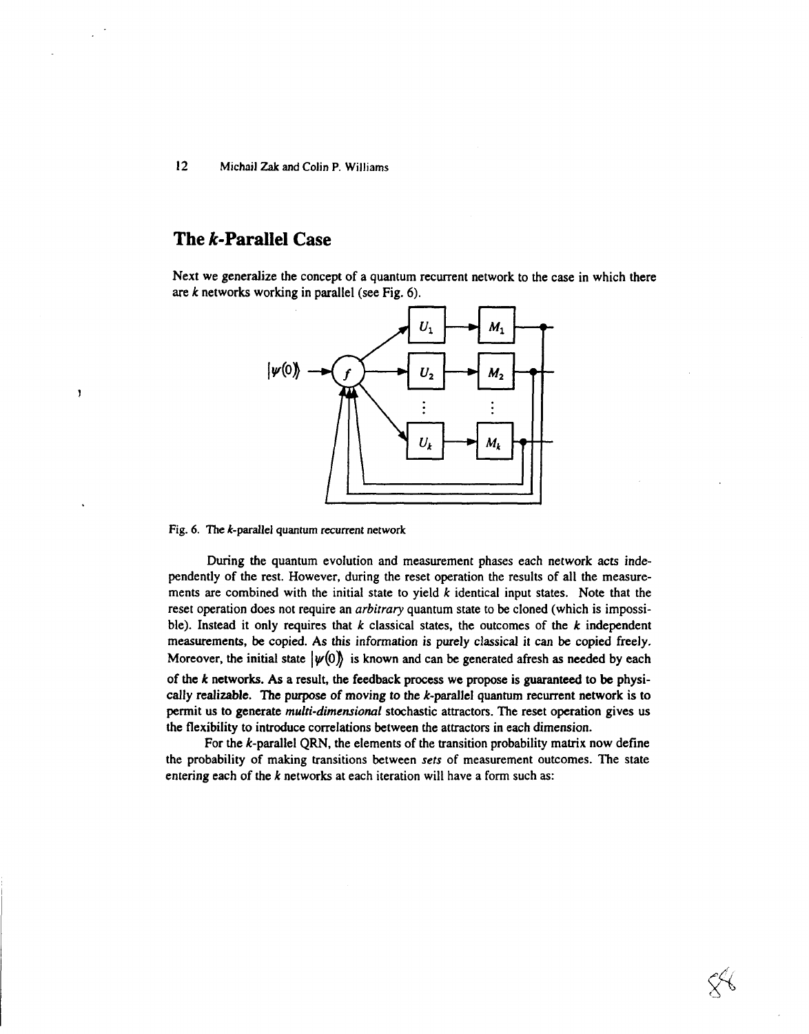## The *k*-Parallel Case

Next we generalize the concept of a quantum recurrent network to the case in which there are $k$ networks working in parallel (see Fig. 6).

Fig. 6. The $k$-parallel quantum recurrent network

During the quantum evolution and measurement phases each network acts independently of the rest. However, during the reset operation the results of all the measurements are combined with the initial state to yield $k$ identical input states. Note that the reset operation does not require an *arbitrary* quantum state to be cloned (which is impossible). Instead it only requires that $k$ classical states, the outcomes of the $k$ independent measurements, be copied. As this information is purely classical it can be copied freely. Moreover, the initial state $|\psi(0)\rangle$ is known and can be generated afresh as needed by each of the $k$ networks. As a result, the feedback process we propose is guaranteed to be physically realizable. The purpose of moving to the $k$-parallel quantum recurrent network is to permit us to generate *multi-dimensional* stochastic attractors. The reset operation gives us the flexibility to introduce correlations between the attractors in each dimension.

For the $k$-parallel QRN, the elements of the transition probability matrix now define the probability of making transitions between *sets* of measurement outcomes. The state entering each of the $k$ networks at each iteration will have a form such as: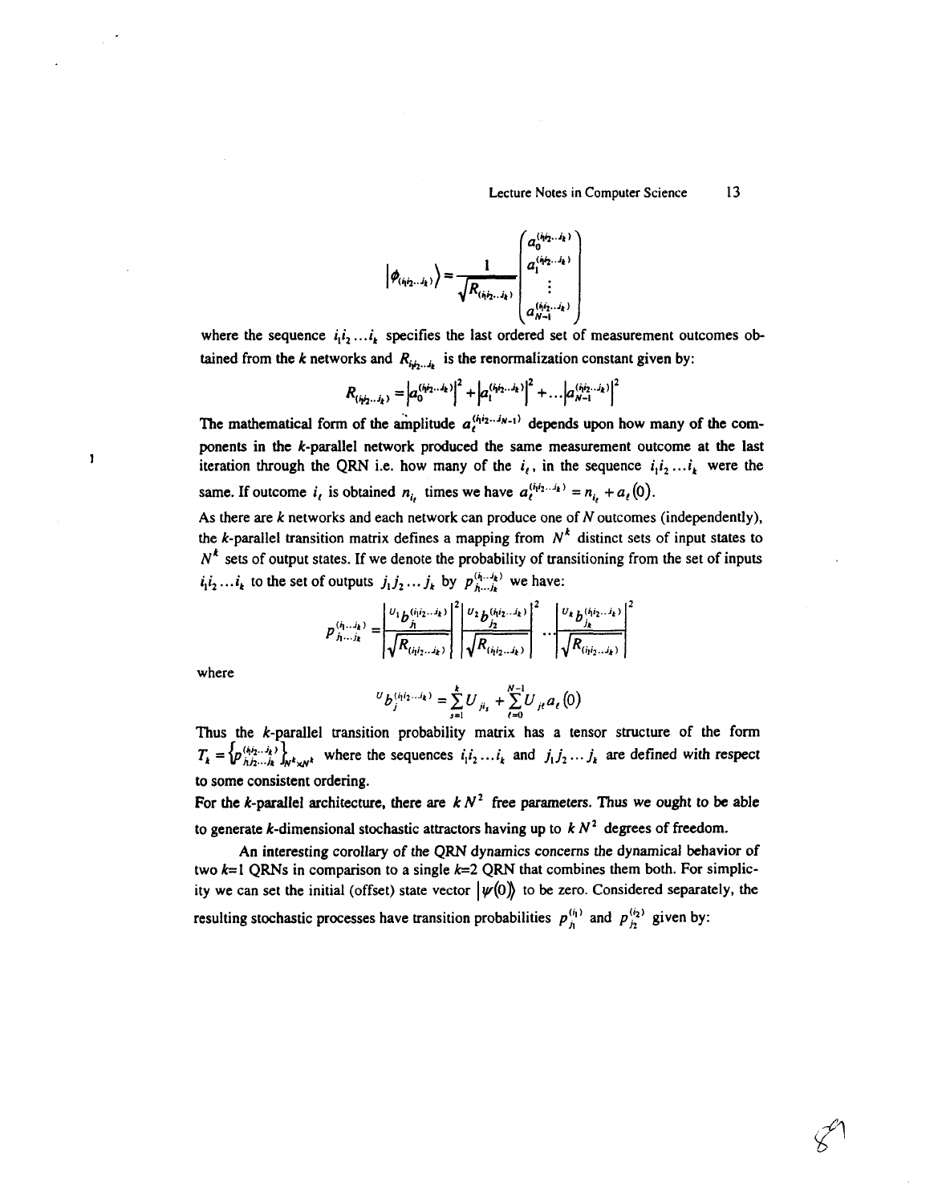$$|\phi_{(i_1 i_2 \ldots i_k)}\rangle = \frac{1}{\sqrt{R_{(i_1 i_2 \ldots i_k)}}} \begin{pmatrix} a_0^{(i_1 i_2 \ldots i_k)} \\ a_1^{(i_1 i_2 \ldots i_k)} \\ \vdots \\ a_{N-1}^{(i_1 i_2 \ldots i_k)} \end{pmatrix}$$

where the sequence $i_1 i_2 \ldots i_k$ specifies the last ordered set of measurement outcomes obtained from the $k$ networks and $R_{i_1 i_2 \ldots i_k}$ is the renormalization constant given by:

$$R_{(i_1 i_2 \ldots i_k)} = \left|a_0^{(i_1 i_2 \ldots i_k)}\right|^2 + \left|a_1^{(i_1 i_2 \ldots i_k)}\right|^2 + \ldots \left|a_{N-1}^{(i_1 i_2 \ldots i_k)}\right|^2$$

The mathematical form of the amplitude $a_\ell^{(i_1 i_2 \ldots i_{N-1})}$ depends upon how many of the components in the $k$-parallel network produced the same measurement outcome at the last iteration through the QRN i.e. how many of the $i_\ell$, in the sequence $i_1 i_2 \ldots i_k$ were the same. If outcome $i_\ell$ is obtained $n_{i_\ell}$ times we have $a_\ell^{(i_1 i_2 \ldots i_k)} = n_{i_\ell} + a_\ell(0)$.

As there are $k$ networks and each network can produce one of $N$ outcomes (independently), the $k$-parallel transition matrix defines a mapping from $N^k$ distinct sets of input states to $N^k$ sets of output states. If we denote the probability of transitioning from the set of inputs $i_1 i_2 \ldots i_k$ to the set of outputs $j_1 j_2 \ldots j_k$ by $p_{j_1 \ldots j_k}^{(i_1 \ldots i_k)}$ we have:

$$p_{j_1 \ldots j_k}^{(i_1 \ldots i_k)} = \left|\frac{{}^{U_1}b_{j_1}^{(i_1 i_2 \ldots i_k)}}{\sqrt{R_{(i_1 i_2 \ldots i_k)}}}\right|^2 \left|\frac{{}^{U_2}b_{j_2}^{(i_1 i_2 \ldots i_k)}}{\sqrt{R_{(i_1 i_2 \ldots i_k)}}}\right|^2 \ldots \left|\frac{{}^{U_k}b_{j_k}^{(i_1 i_2 \ldots i_k)}}{\sqrt{R_{(i_1 i_2 \ldots i_k)}}}\right|^2$$

where

$${}^{U}b_j^{(i_1 i_2 \ldots i_k)} = \sum_{s=1}^{k} U_{j i_s} + \sum_{\ell=0}^{N-1} U_{j\ell}\, a_\ell(0)$$

Thus the $k$-parallel transition probability matrix has a tensor structure of the form $T_k = \left\{p_{j_1 j_2 \ldots j_k}^{(i_1 i_2 \ldots i_k)}\right\}_{N^k \times N^k}$ where the sequences $i_1 i_2 \ldots i_k$ and $j_1 j_2 \ldots j_k$ are defined with respect to some consistent ordering.

For the $k$-parallel architecture, there are $k N^2$ free parameters. Thus we ought to be able to generate $k$-dimensional stochastic attractors having up to $k N^2$ degrees of freedom.

An interesting corollary of the QRN dynamics concerns the dynamical behavior of two $k$=1 QRNs in comparison to a single $k$=2 QRN that combines them both. For simplicity we can set the initial (offset) state vector $|\psi(0)\rangle$ to be zero. Considered separately, the resulting stochastic processes have transition probabilities $p_{j_1}^{(i_1)}$ and $p_{j_2}^{(i_2)}$ given by: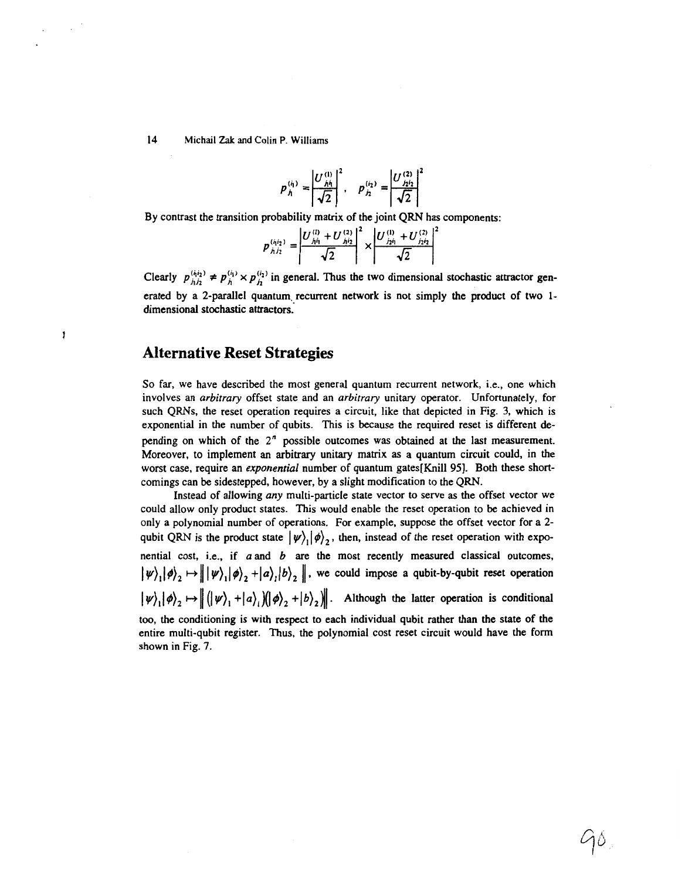$$p_{j_1}^{(i_1)} = \left| \frac{U_{j_1 i_1}^{(1)}}{\sqrt{2}} \right|^2, \quad p_{j_2}^{(i_2)} = \left| \frac{U_{j_2 i_2}^{(2)}}{\sqrt{2}} \right|^2$$

By contrast the transition probability matrix of the joint QRN has components:

$$p_{j_1 j_2}^{(i_1 i_2)} = \left| \frac{U_{j_1 i_1}^{(1)} + U_{j_1 i_2}^{(2)}}{\sqrt{2}} \right|^2 \times \left| \frac{U_{j_2 i_1}^{(1)} + U_{j_2 i_2}^{(2)}}{\sqrt{2}} \right|^2$$

Clearly $p_{j_1 j_2}^{(i_1 i_2)} \neq p_{j_1}^{(i_1)} \times p_{j_2}^{(i_2)}$ in general. Thus the two dimensional stochastic attractor generated by a 2-parallel quantum recurrent network is not simply the product of two 1-dimensional stochastic attractors.

## Alternative Reset Strategies

So far, we have described the most general quantum recurrent network, i.e., one which involves an *arbitrary* offset state and an *arbitrary* unitary operator. Unfortunately, for such QRNs, the reset operation requires a circuit, like that depicted in Fig. 3, which is exponential in the number of qubits. This is because the required reset is different depending on which of the $2^n$ possible outcomes was obtained at the last measurement. Moreover, to implement an arbitrary unitary matrix as a quantum circuit could, in the worst case, require an *exponential* number of quantum gates[Knill 95]. Both these shortcomings can be sidestepped, however, by a slight modification to the QRN.

Instead of allowing *any* multi-particle state vector to serve as the offset vector we could allow only product states. This would enable the reset operation to be achieved in only a polynomial number of operations. For example, suppose the offset vector for a 2-qubit QRN is the product state $|\psi\rangle_1 |\phi\rangle_2$, then, instead of the reset operation with exponential cost, i.e., if $a$ and $b$ are the most recently measured classical outcomes, $|\psi\rangle_1 |\phi\rangle_2 \mapsto \left\| |\psi\rangle_1 |\phi\rangle_2 + |a\rangle_1 |b\rangle_2 \right\|$, we could impose a qubit-by-qubit reset operation $|\psi\rangle_1 |\phi\rangle_2 \mapsto \left\| (|\psi\rangle_1 + |a\rangle_1)(|\phi\rangle_2 + |b\rangle_2) \right\|$. Although the latter operation is conditional too, the conditioning is with respect to each individual qubit rather than the state of the entire multi-qubit register. Thus, the polynomial cost reset circuit would have the form shown in Fig. 7.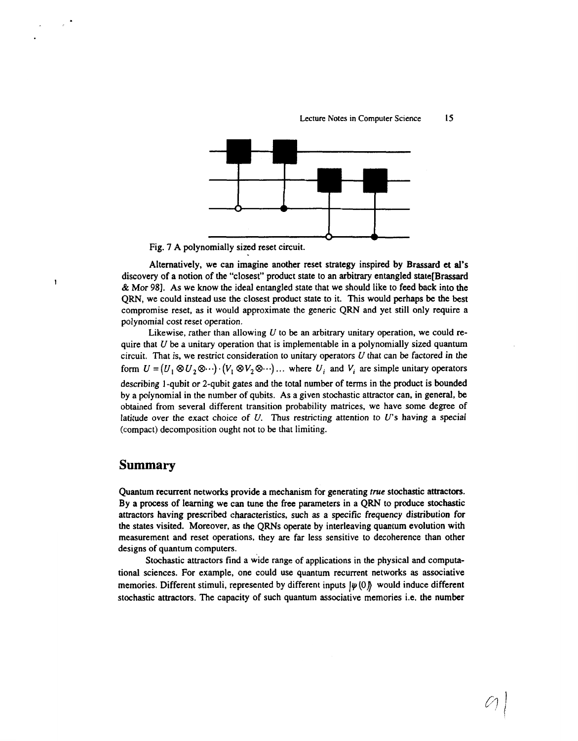Fig. 7 A polynomially sized reset circuit.

Alternatively, we can imagine another reset strategy inspired by Brassard et al's discovery of a notion of the "closest" product state to an arbitrary entangled state[Brassard & Mor 98]. As we know the ideal entangled state that we should like to feed back into the QRN, we could instead use the closest product state to it. This would perhaps be the best compromise reset, as it would approximate the generic QRN and yet still only require a polynomial cost reset operation.

Likewise, rather than allowing $U$ to be an arbitrary unitary operation, we could require that $U$ be a unitary operation that is implementable in a polynomially sized quantum circuit. That is, we restrict consideration to unitary operators $U$ that can be factored in the form $U = (U_1 \otimes U_2 \otimes \cdots) \cdot (V_1 \otimes V_2 \otimes \cdots) \ldots$ where $U_i$ and $V_i$ are simple unitary operators describing 1-qubit or 2-qubit gates and the total number of terms in the product is bounded by a polynomial in the number of qubits. As a given stochastic attractor can, in general, be obtained from several different transition probability matrices, we have some degree of latitude over the exact choice of $U$. Thus restricting attention to $U$'s having a special (compact) decomposition ought not to be that limiting.

## Summary

Quantum recurrent networks provide a mechanism for generating *true* stochastic attractors. By a process of learning we can tune the free parameters in a QRN to produce stochastic attractors having prescribed characteristics, such as a specific frequency distribution for the states visited. Moreover, as the QRNs operate by interleaving quantum evolution with measurement and reset operations, they are far less sensitive to decoherence than other designs of quantum computers.

Stochastic attractors find a wide range of applications in the physical and computational sciences. For example, one could use quantum recurrent networks as associative memories. Different stimuli, represented by different inputs $|\psi(0)\rangle$ would induce different stochastic attractors. The capacity of such quantum associative memories i.e. the number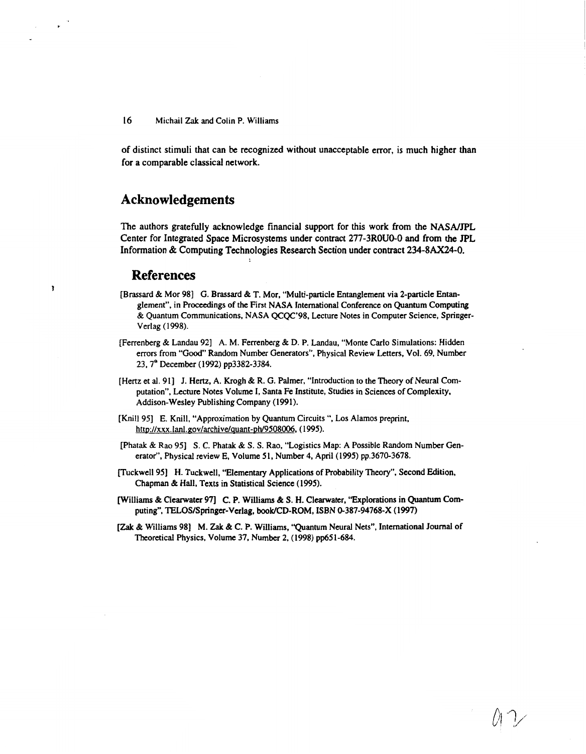of distinct stimuli that can be recognized without unacceptable error, is much higher than for a comparable classical network.

## Acknowledgements

The authors gratefully acknowledge financial support for this work from the NASA/JPL Center for Integrated Space Microsystems under contract 277-3R0U0-0 and from the JPL Information & Computing Technologies Research Section under contract 234-8AX24-0.

## References

[Brassard & Mor 98] G. Brassard & T. Mor, "Multi-particle Entanglement via 2-particle Entanglement", in Proceedings of the First NASA International Conference on Quantum Computing & Quantum Communications, NASA QCQC'98, Lecture Notes in Computer Science, Springer-Verlag (1998).

[Ferrenberg & Landau 92] A. M. Ferrenberg & D. P. Landau, "Monte Carlo Simulations: Hidden errors from "Good" Random Number Generators", Physical Review Letters, Vol. 69, Number 23, 7th December (1992) pp3382-3384.

[Hertz et al. 91] J. Hertz, A. Krogh & R. G. Palmer, "Introduction to the Theory of Neural Computation", Lecture Notes Volume I, Santa Fe Institute, Studies in Sciences of Complexity, Addison-Wesley Publishing Company (1991).

[Knill 95] E. Knill, "Approximation by Quantum Circuits ", Los Alamos preprint, http://xxx.lanl.gov/archive/quant-ph/9508006, (1995).

[Phatak & Rao 95] S. C. Phatak & S. S. Rao, "Logistics Map: A Possible Random Number Generator", Physical review E, Volume 51, Number 4, April (1995) pp.3670-3678.

[Tuckwell 95] H. Tuckwell, "Elementary Applications of Probability Theory", Second Edition, Chapman & Hall, Texts in Statistical Science (1995).

[Williams & Clearwater 97] C. P. Williams & S. H. Clearwater, "Explorations in Quantum Computing", TELOS/Springer-Verlag, book/CD-ROM, ISBN 0-387-94768-X (1997)

[Zak & Williams 98] M. Zak & C. P. Williams, "Quantum Neural Nets", International Journal of Theoretical Physics, Volume 37, Number 2, (1998) pp651-684.